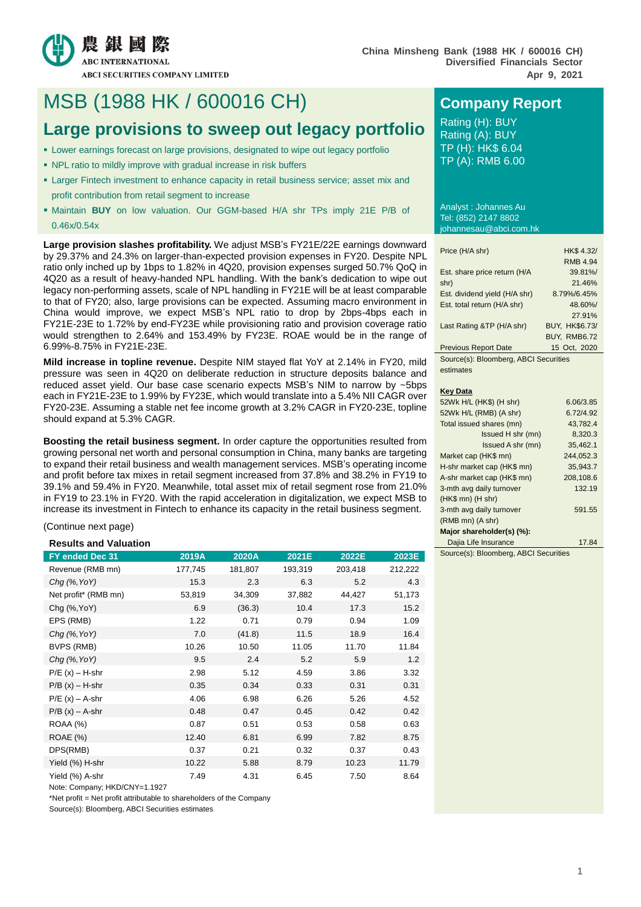農銀國際
ABC INTERNATIONAL
ABCI SECURITIES COMPANY LIMITED

China Minsheng Bank (1988 HK / 600016 CH)
Diversified Financials Sector
Apr 9, 2021

# MSB (1988 HK / 600016 CH)

## Large provisions to sweep out legacy portfolio

- Lower earnings forecast on large provisions, designated to wipe out legacy portfolio
- NPL ratio to mildly improve with gradual increase in risk buffers
- Larger Fintech investment to enhance capacity in retail business service; asset mix and profit contribution from retail segment to increase
- Maintain **BUY** on low valuation. Our GGM-based H/A shr TPs imply 21E P/B of 0.46x/0.54x

**Large provision slashes profitability.** We adjust MSB's FY21E/22E earnings downward by 29.37% and 24.3% on larger-than-expected provision expenses in FY20. Despite NPL ratio only inched up by 1bps to 1.82% in 4Q20, provision expenses surged 50.7% QoQ in 4Q20 as a result of heavy-handed NPL handling. With the bank's dedication to wipe out legacy non-performing assets, scale of NPL handling in FY21E will be at least comparable to that of FY20; also, large provisions can be expected. Assuming macro environment in China would improve, we expect MSB's NPL ratio to drop by 2bps-4bps each in FY21E-23E to 1.72% by end-FY23E while provisioning ratio and provision coverage ratio would strengthen to 2.64% and 153.49% by FY23E. ROAE would be in the range of 6.99%-8.75% in FY21E-23E.

**Mild increase in topline revenue.** Despite NIM stayed flat YoY at 2.14% in FY20, mild pressure was seen in 4Q20 on deliberate reduction in structure deposits balance and reduced asset yield. Our base case scenario expects MSB's NIM to narrow by ~5bps each in FY21E-23E to 1.99% by FY23E, which would translate into a 5.4% NII CAGR over FY20-23E. Assuming a stable net fee income growth at 3.2% CAGR in FY20-23E, topline should expand at 5.3% CAGR.

**Boosting the retail business segment.** In order capture the opportunities resulted from growing personal net worth and personal consumption in China, many banks are targeting to expand their retail business and wealth management services. MSB's operating income and profit before tax mixes in retail segment increased from 37.8% and 38.2% in FY19 to 39.1% and 59.4% in FY20. Meanwhile, total asset mix of retail segment rose from 21.0% in FY19 to 23.1% in FY20. With the rapid acceleration in digitalization, we expect MSB to increase its investment in Fintech to enhance its capacity in the retail business segment.

(Continue next page)

**Results and Valuation**

| FY ended Dec 31 | 2019A | 2020A | 2021E | 2022E | 2023E |
|---|---|---|---|---|---|
| Revenue (RMB mn) | 177,745 | 181,807 | 193,319 | 203,418 | 212,222 |
| *Chg (%,YoY)* | 15.3 | 2.3 | 6.3 | 5.2 | 4.3 |
| Net profit* (RMB mn) | 53,819 | 34,309 | 37,882 | 44,427 | 51,173 |
| Chg (%,YoY) | 6.9 | (36.3) | 10.4 | 17.3 | 15.2 |
| EPS (RMB) | 1.22 | 0.71 | 0.79 | 0.94 | 1.09 |
| *Chg (%,YoY)* | 7.0 | (41.8) | 11.5 | 18.9 | 16.4 |
| BVPS (RMB) | 10.26 | 10.50 | 11.05 | 11.70 | 11.84 |
| *Chg (%,YoY)* | 9.5 | 2.4 | 5.2 | 5.9 | 1.2 |
| P/E (x) – H-shr | 2.98 | 5.12 | 4.59 | 3.86 | 3.32 |
| P/B (x) – H-shr | 0.35 | 0.34 | 0.33 | 0.31 | 0.31 |
| P/E (x) – A-shr | 4.06 | 6.98 | 6.26 | 5.26 | 4.52 |
| P/B (x) – A-shr | 0.48 | 0.47 | 0.45 | 0.42 | 0.42 |
| ROAA (%) | 0.87 | 0.51 | 0.53 | 0.58 | 0.63 |
| ROAE (%) | 12.40 | 6.81 | 6.99 | 7.82 | 8.75 |
| DPS(RMB) | 0.37 | 0.21 | 0.32 | 0.37 | 0.43 |
| Yield (%) H-shr | 10.22 | 5.88 | 8.79 | 10.23 | 11.79 |
| Yield (%) A-shr | 7.49 | 4.31 | 6.45 | 7.50 | 8.64 |

Note: Company; HKD/CNY=1.1927

*Net profit = Net profit attributable to shareholders of the Company

Source(s): Bloomberg, ABCI Securities estimates

## Company Report

Rating (H): BUY
Rating (A): BUY
TP (H): HK$ 6.04
TP (A): RMB 6.00

Analyst : Johannes Au
Tel: (852) 2147 8802
johannesau@abci.com.hk

| | |
|---|---|
| Price (H/A shr) | HK$ 4.32/ RMB 4.94 |
| Est. share price return (H/A shr) | 39.81%/ 21.46% |
| Est. dividend yield (H/A shr) | 8.79%/6.45% |
| Est. total return (H/A shr) | 48.60%/ 27.91% |
| Last Rating &TP (H/A shr) | BUY, HK$6.73/ BUY, RMB6.72 |
| Previous Report Date | 15 Oct, 2020 |

Source(s): Bloomberg, ABCI Securities estimates

**Key Data**

| | |
|---|---|
| 52Wk H/L (HK$) (H shr) | 6.06/3.85 |
| 52Wk H/L (RMB) (A shr) | 6.72/4.92 |
| Total issued shares (mn) | 43,782.4 |
| Issued H shr (mn) | 8,320.3 |
| Issued A shr (mn) | 35,462.1 |
| Market cap (HK$ mn) | 244,052.3 |
| H-shr market cap (HK$ mn) | 35,943.7 |
| A-shr market cap (HK$ mn) | 208,108.6 |
| 3-mth avg daily turnover (HK$ mn) (H shr) | 132.19 |
| 3-mth avg daily turnover (RMB mn) (A shr) | 591.55 |
| **Major shareholder(s) (%):** | |
| Dajia Life Insurance | 17.84 |

Source(s): Bloomberg, ABCI Securities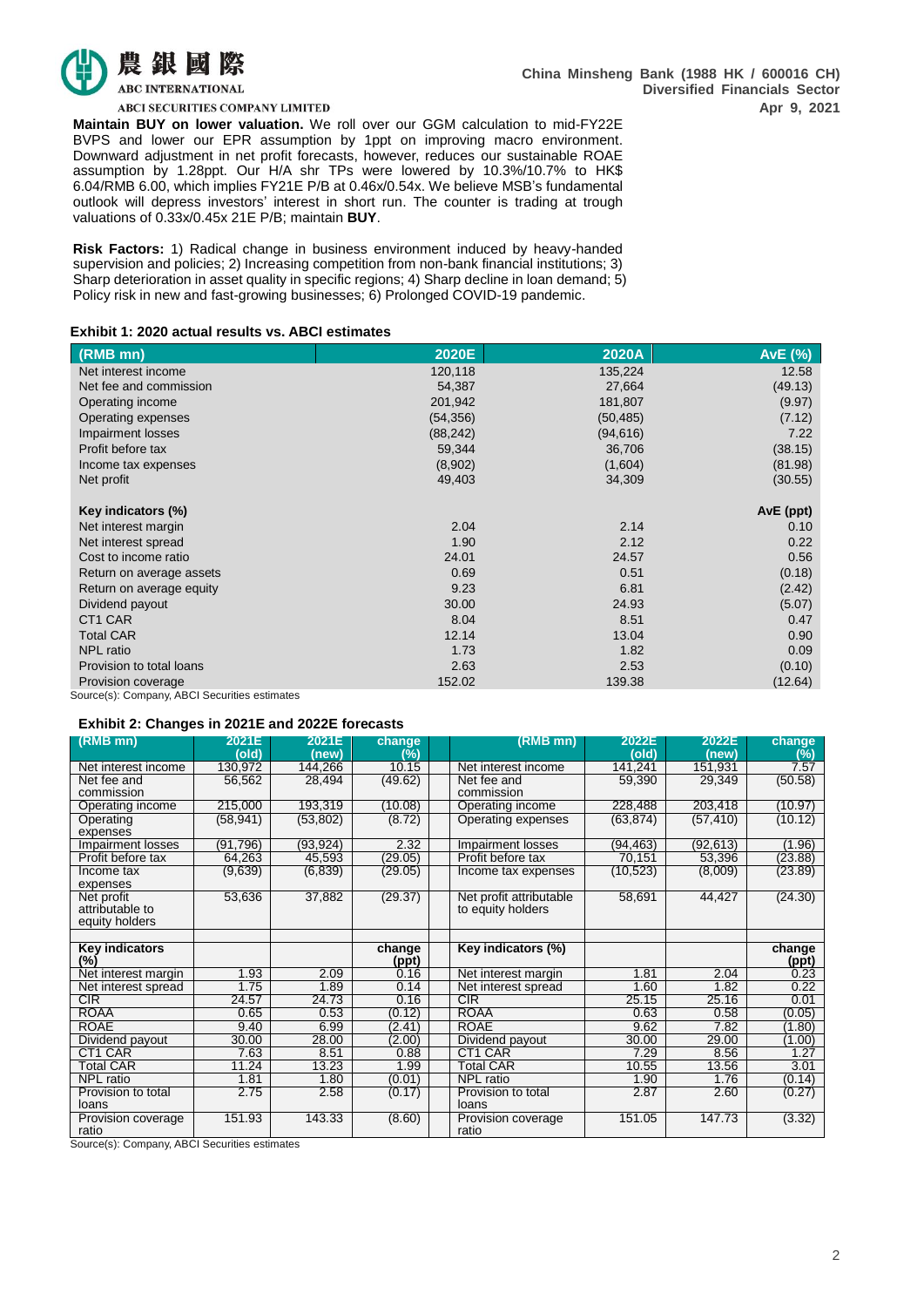**Maintain BUY on lower valuation.** We roll over our GGM calculation to mid-FY22E BVPS and lower our EPR assumption by 1ppt on improving macro environment. Downward adjustment in net profit forecasts, however, reduces our sustainable ROAE assumption by 1.28ppt. Our H/A shr TPs were lowered by 10.3%/10.7% to HK$ 6.04/RMB 6.00, which implies FY21E P/B at 0.46x/0.54x. We believe MSB's fundamental outlook will depress investors' interest in short run. The counter is trading at trough valuations of 0.33x/0.45x 21E P/B; maintain **BUY**.

**Risk Factors:** 1) Radical change in business environment induced by heavy-handed supervision and policies; 2) Increasing competition from non-bank financial institutions; 3) Sharp deterioration in asset quality in specific regions; 4) Sharp decline in loan demand; 5) Policy risk in new and fast-growing businesses; 6) Prolonged COVID-19 pandemic.

**Exhibit 1: 2020 actual results vs. ABCI estimates**

| (RMB mn) | 2020E | 2020A | AvE (%) |
|---|---|---|---|
| Net interest income | 120,118 | 135,224 | 12.58 |
| Net fee and commission | 54,387 | 27,664 | (49.13) |
| Operating income | 201,942 | 181,807 | (9.97) |
| Operating expenses | (54,356) | (50,485) | (7.12) |
| Impairment losses | (88,242) | (94,616) | 7.22 |
| Profit before tax | 59,344 | 36,706 | (38.15) |
| Income tax expenses | (8,902) | (1,604) | (81.98) |
| Net profit | 49,403 | 34,309 | (30.55) |
| | | | |
| **Key indicators (%)** | | | **AvE (ppt)** |
| Net interest margin | 2.04 | 2.14 | 0.10 |
| Net interest spread | 1.90 | 2.12 | 0.22 |
| Cost to income ratio | 24.01 | 24.57 | 0.56 |
| Return on average assets | 0.69 | 0.51 | (0.18) |
| Return on average equity | 9.23 | 6.81 | (2.42) |
| Dividend payout | 30.00 | 24.93 | (5.07) |
| CT1 CAR | 8.04 | 8.51 | 0.47 |
| Total CAR | 12.14 | 13.04 | 0.90 |
| NPL ratio | 1.73 | 1.82 | 0.09 |
| Provision to total loans | 2.63 | 2.53 | (0.10) |
| Provision coverage | 152.02 | 139.38 | (12.64) |

Source(s): Company, ABCI Securities estimates

**Exhibit 2: Changes in 2021E and 2022E forecasts**

| (RMB mn) | 2021E (old) | 2021E (new) | change (%) | | (RMB mn) | 2022E (old) | 2022E (new) | change (%) |
|---|---|---|---|---|---|---|---|---|
| Net interest income | 130,972 | 144,266 | 10.15 | | Net interest income | 141,241 | 151,931 | 7.57 |
| Net fee and commission | 56,562 | 28,494 | (49.62) | | Net fee and commission | 59,390 | 29,349 | (50.58) |
| Operating income | 215,000 | 193,319 | (10.08) | | Operating income | 228,488 | 203,418 | (10.97) |
| Operating expenses | (58,941) | (53,802) | (8.72) | | Operating expenses | (63,874) | (57,410) | (10.12) |
| Impairment losses | (91,796) | (93,924) | 2.32 | | Impairment losses | (94,463) | (92,613) | (1.96) |
| Profit before tax | 64,263 | 45,593 | (29.05) | | Profit before tax | 70,151 | 53,396 | (23.88) |
| Income tax expenses | (9,639) | (6,839) | (29.05) | | Income tax expenses | (10,523) | (8,009) | (23.89) |
| Net profit attributable to equity holders | 53,636 | 37,882 | (29.37) | | Net profit attributable to equity holders | 58,691 | 44,427 | (24.30) |
| | | | | | | | | |
| **Key indicators (%)** | | | **change (ppt)** | | **Key indicators (%)** | | | **change (ppt)** |
| Net interest margin | 1.93 | 2.09 | 0.16 | | Net interest margin | 1.81 | 2.04 | 0.23 |
| Net interest spread | 1.75 | 1.89 | 0.14 | | Net interest spread | 1.60 | 1.82 | 0.22 |
| CIR | 24.57 | 24.73 | 0.16 | | CIR | 25.15 | 25.16 | 0.01 |
| ROAA | 0.65 | 0.53 | (0.12) | | ROAA | 0.63 | 0.58 | (0.05) |
| ROAE | 9.40 | 6.99 | (2.41) | | ROAE | 9.62 | 7.82 | (1.80) |
| Dividend payout | 30.00 | 28.00 | (2.00) | | Dividend payout | 30.00 | 29.00 | (1.00) |
| CT1 CAR | 7.63 | 8.51 | 0.88 | | CT1 CAR | 7.29 | 8.56 | 1.27 |
| Total CAR | 11.24 | 13.23 | 1.99 | | Total CAR | 10.55 | 13.56 | 3.01 |
| NPL ratio | 1.81 | 1.80 | (0.01) | | NPL ratio | 1.90 | 1.76 | (0.14) |
| Provision to total loans | 2.75 | 2.58 | (0.17) | | Provision to total loans | 2.87 | 2.60 | (0.27) |
| Provision coverage ratio | 151.93 | 143.33 | (8.60) | | Provision coverage ratio | 151.05 | 147.73 | (3.32) |

Source(s): Company, ABCI Securities estimates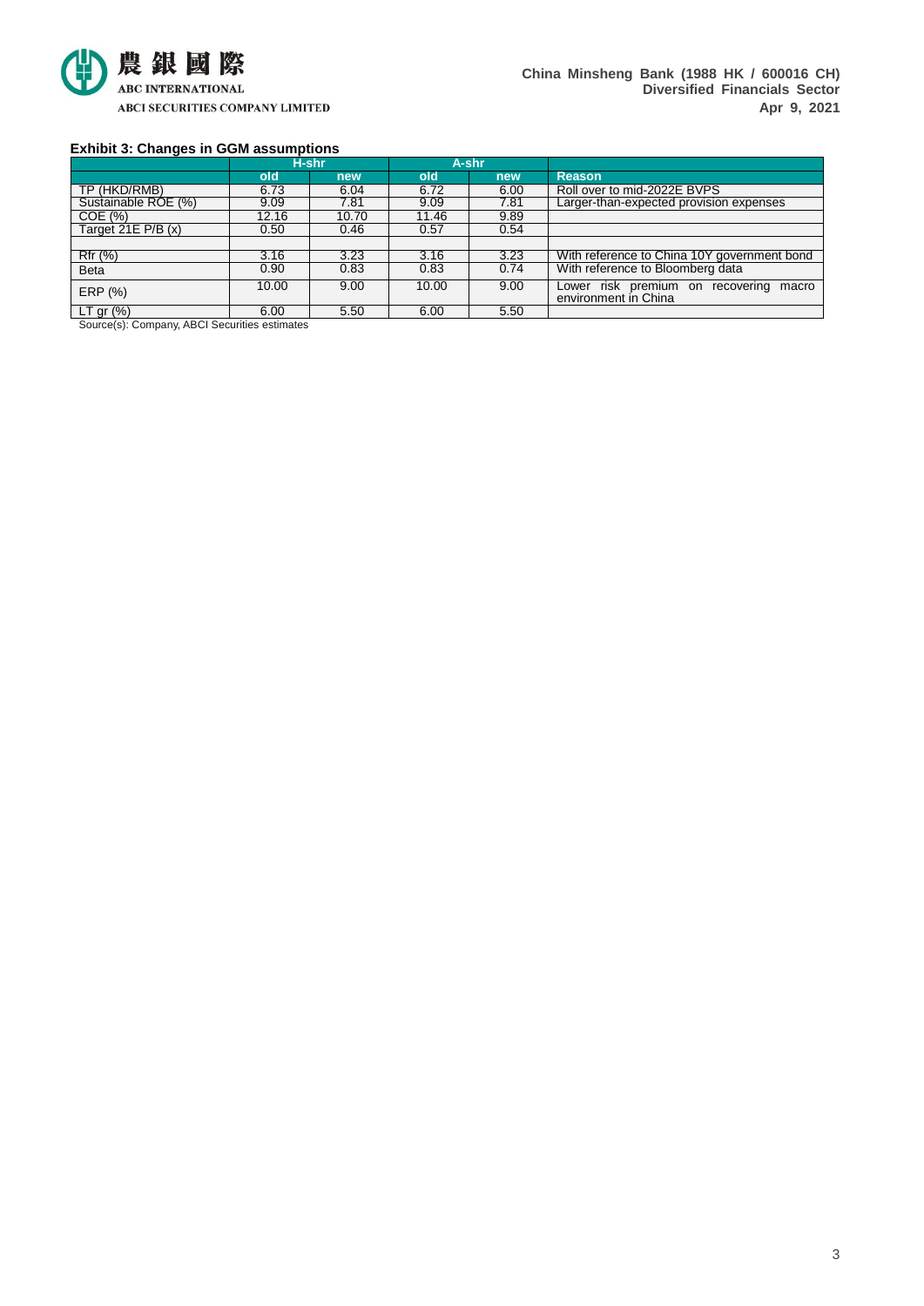**Exhibit 3: Changes in GGM assumptions**

| | H-shr | | A-shr | | |
|---|---|---|---|---|---|
| | old | new | old | new | Reason |
| TP (HKD/RMB) | 6.73 | 6.04 | 6.72 | 6.00 | Roll over to mid-2022E BVPS |
| Sustainable ROE (%) | 9.09 | 7.81 | 9.09 | 7.81 | Larger-than-expected provision expenses |
| COE (%) | 12.16 | 10.70 | 11.46 | 9.89 | |
| Target 21E P/B (x) | 0.50 | 0.46 | 0.57 | 0.54 | |
| | | | | | |
| Rfr (%) | 3.16 | 3.23 | 3.16 | 3.23 | With reference to China 10Y government bond |
| Beta | 0.90 | 0.83 | 0.83 | 0.74 | With reference to Bloomberg data |
| ERP (%) | 10.00 | 9.00 | 10.00 | 9.00 | Lower risk premium on recovering macro environment in China |
| LT gr (%) | 6.00 | 5.50 | 6.00 | 5.50 | |

Source(s): Company, ABCI Securities estimates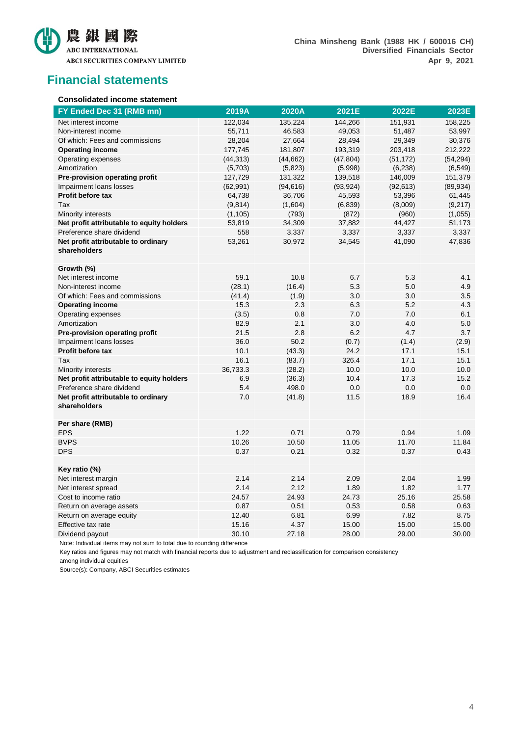## Financial statements

### Consolidated income statement

| FY Ended Dec 31 (RMB mn) | 2019A | 2020A | 2021E | 2022E | 2023E |
|---|---|---|---|---|---|
| Net interest income | 122,034 | 135,224 | 144,266 | 151,931 | 158,225 |
| Non-interest income | 55,711 | 46,583 | 49,053 | 51,487 | 53,997 |
| Of which: Fees and commissions | 28,204 | 27,664 | 28,494 | 29,349 | 30,376 |
| **Operating income** | 177,745 | 181,807 | 193,319 | 203,418 | 212,222 |
| Operating expenses | (44,313) | (44,662) | (47,804) | (51,172) | (54,294) |
| Amortization | (5,703) | (5,823) | (5,998) | (6,238) | (6,549) |
| **Pre-provision operating profit** | 127,729 | 131,322 | 139,518 | 146,009 | 151,379 |
| Impairment loans losses | (62,991) | (94,616) | (93,924) | (92,613) | (89,934) |
| **Profit before tax** | 64,738 | 36,706 | 45,593 | 53,396 | 61,445 |
| Tax | (9,814) | (1,604) | (6,839) | (8,009) | (9,217) |
| Minority interests | (1,105) | (793) | (872) | (960) | (1,055) |
| **Net profit attributable to equity holders** | 53,819 | 34,309 | 37,882 | 44,427 | 51,173 |
| Preference share dividend | 558 | 3,337 | 3,337 | 3,337 | 3,337 |
| **Net profit attributable to ordinary shareholders** | 53,261 | 30,972 | 34,545 | 41,090 | 47,836 |
| | | | | | |
| **Growth (%)** | | | | | |
| Net interest income | 59.1 | 10.8 | 6.7 | 5.3 | 4.1 |
| Non-interest income | (28.1) | (16.4) | 5.3 | 5.0 | 4.9 |
| Of which: Fees and commissions | (41.4) | (1.9) | 3.0 | 3.0 | 3.5 |
| **Operating income** | 15.3 | 2.3 | 6.3 | 5.2 | 4.3 |
| Operating expenses | (3.5) | 0.8 | 7.0 | 7.0 | 6.1 |
| Amortization | 82.9 | 2.1 | 3.0 | 4.0 | 5.0 |
| **Pre-provision operating profit** | 21.5 | 2.8 | 6.2 | 4.7 | 3.7 |
| Impairment loans losses | 36.0 | 50.2 | (0.7) | (1.4) | (2.9) |
| **Profit before tax** | 10.1 | (43.3) | 24.2 | 17.1 | 15.1 |
| Tax | 16.1 | (83.7) | 326.4 | 17.1 | 15.1 |
| Minority interests | 36,733.3 | (28.2) | 10.0 | 10.0 | 10.0 |
| **Net profit attributable to equity holders** | 6.9 | (36.3) | 10.4 | 17.3 | 15.2 |
| Preference share dividend | 5.4 | 498.0 | 0.0 | 0.0 | 0.0 |
| **Net profit attributable to ordinary shareholders** | 7.0 | (41.8) | 11.5 | 18.9 | 16.4 |
| | | | | | |
| **Per share (RMB)** | | | | | |
| EPS | 1.22 | 0.71 | 0.79 | 0.94 | 1.09 |
| BVPS | 10.26 | 10.50 | 11.05 | 11.70 | 11.84 |
| DPS | 0.37 | 0.21 | 0.32 | 0.37 | 0.43 |
| | | | | | |
| **Key ratio (%)** | | | | | |
| Net interest margin | 2.14 | 2.14 | 2.09 | 2.04 | 1.99 |
| Net interest spread | 2.14 | 2.12 | 1.89 | 1.82 | 1.77 |
| Cost to income ratio | 24.57 | 24.93 | 24.73 | 25.16 | 25.58 |
| Return on average assets | 0.87 | 0.51 | 0.53 | 0.58 | 0.63 |
| Return on average equity | 12.40 | 6.81 | 6.99 | 7.82 | 8.75 |
| Effective tax rate | 15.16 | 4.37 | 15.00 | 15.00 | 15.00 |
| Dividend payout | 30.10 | 27.18 | 28.00 | 29.00 | 30.00 |

Note: Individual items may not sum to total due to rounding difference

Key ratios and figures may not match with financial reports due to adjustment and reclassification for comparison consistency among individual equities

Source(s): Company, ABCI Securities estimates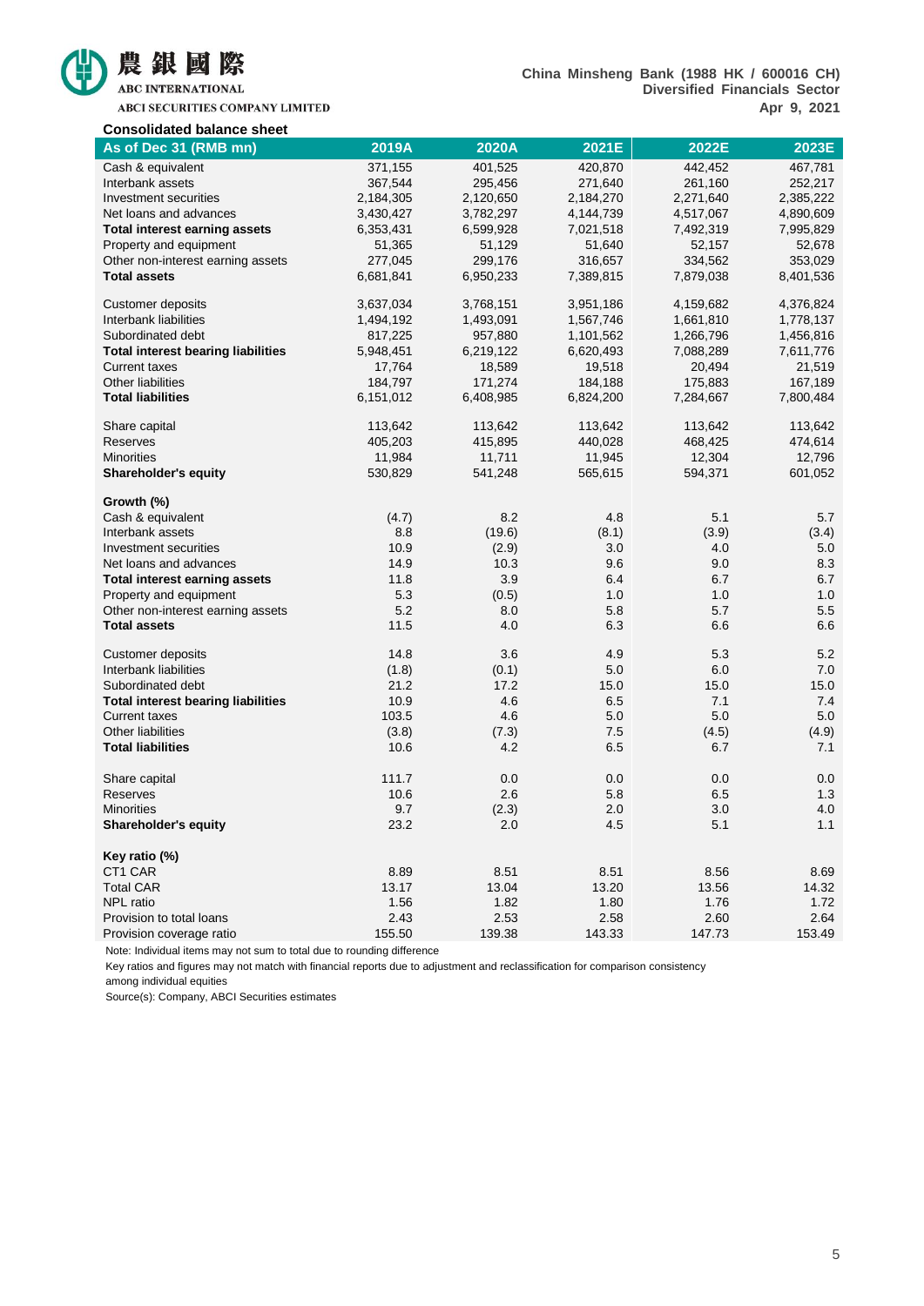**Consolidated balance sheet**

| As of Dec 31 (RMB mn) | 2019A | 2020A | 2021E | 2022E | 2023E |
|---|---|---|---|---|---|
| Cash & equivalent | 371,155 | 401,525 | 420,870 | 442,452 | 467,781 |
| Interbank assets | 367,544 | 295,456 | 271,640 | 261,160 | 252,217 |
| Investment securities | 2,184,305 | 2,120,650 | 2,184,270 | 2,271,640 | 2,385,222 |
| Net loans and advances | 3,430,427 | 3,782,297 | 4,144,739 | 4,517,067 | 4,890,609 |
| **Total interest earning assets** | 6,353,431 | 6,599,928 | 7,021,518 | 7,492,319 | 7,995,829 |
| Property and equipment | 51,365 | 51,129 | 51,640 | 52,157 | 52,678 |
| Other non-interest earning assets | 277,045 | 299,176 | 316,657 | 334,562 | 353,029 |
| **Total assets** | 6,681,841 | 6,950,233 | 7,389,815 | 7,879,038 | 8,401,536 |
| | | | | | |
| Customer deposits | 3,637,034 | 3,768,151 | 3,951,186 | 4,159,682 | 4,376,824 |
| Interbank liabilities | 1,494,192 | 1,493,091 | 1,567,746 | 1,661,810 | 1,778,137 |
| Subordinated debt | 817,225 | 957,880 | 1,101,562 | 1,266,796 | 1,456,816 |
| **Total interest bearing liabilities** | 5,948,451 | 6,219,122 | 6,620,493 | 7,088,289 | 7,611,776 |
| Current taxes | 17,764 | 18,589 | 19,518 | 20,494 | 21,519 |
| Other liabilities | 184,797 | 171,274 | 184,188 | 175,883 | 167,189 |
| **Total liabilities** | 6,151,012 | 6,408,985 | 6,824,200 | 7,284,667 | 7,800,484 |
| | | | | | |
| Share capital | 113,642 | 113,642 | 113,642 | 113,642 | 113,642 |
| Reserves | 405,203 | 415,895 | 440,028 | 468,425 | 474,614 |
| Minorities | 11,984 | 11,711 | 11,945 | 12,304 | 12,796 |
| **Shareholder's equity** | 530,829 | 541,248 | 565,615 | 594,371 | 601,052 |
| | | | | | |
| **Growth (%)** | | | | | |
| Cash & equivalent | (4.7) | 8.2 | 4.8 | 5.1 | 5.7 |
| Interbank assets | 8.8 | (19.6) | (8.1) | (3.9) | (3.4) |
| Investment securities | 10.9 | (2.9) | 3.0 | 4.0 | 5.0 |
| Net loans and advances | 14.9 | 10.3 | 9.6 | 9.0 | 8.3 |
| **Total interest earning assets** | 11.8 | 3.9 | 6.4 | 6.7 | 6.7 |
| Property and equipment | 5.3 | (0.5) | 1.0 | 1.0 | 1.0 |
| Other non-interest earning assets | 5.2 | 8.0 | 5.8 | 5.7 | 5.5 |
| **Total assets** | 11.5 | 4.0 | 6.3 | 6.6 | 6.6 |
| | | | | | |
| Customer deposits | 14.8 | 3.6 | 4.9 | 5.3 | 5.2 |
| Interbank liabilities | (1.8) | (0.1) | 5.0 | 6.0 | 7.0 |
| Subordinated debt | 21.2 | 17.2 | 15.0 | 15.0 | 15.0 |
| **Total interest bearing liabilities** | 10.9 | 4.6 | 6.5 | 7.1 | 7.4 |
| Current taxes | 103.5 | 4.6 | 5.0 | 5.0 | 5.0 |
| Other liabilities | (3.8) | (7.3) | 7.5 | (4.5) | (4.9) |
| **Total liabilities** | 10.6 | 4.2 | 6.5 | 6.7 | 7.1 |
| | | | | | |
| Share capital | 111.7 | 0.0 | 0.0 | 0.0 | 0.0 |
| Reserves | 10.6 | 2.6 | 5.8 | 6.5 | 1.3 |
| Minorities | 9.7 | (2.3) | 2.0 | 3.0 | 4.0 |
| **Shareholder's equity** | 23.2 | 2.0 | 4.5 | 5.1 | 1.1 |
| | | | | | |
| **Key ratio (%)** | | | | | |
| CT1 CAR | 8.89 | 8.51 | 8.51 | 8.56 | 8.69 |
| Total CAR | 13.17 | 13.04 | 13.20 | 13.56 | 14.32 |
| NPL ratio | 1.56 | 1.82 | 1.80 | 1.76 | 1.72 |
| Provision to total loans | 2.43 | 2.53 | 2.58 | 2.60 | 2.64 |
| Provision coverage ratio | 155.50 | 139.38 | 143.33 | 147.73 | 153.49 |

Note: Individual items may not sum to total due to rounding difference

Key ratios and figures may not match with financial reports due to adjustment and reclassification for comparison consistency among individual equities

Source(s): Company, ABCI Securities estimates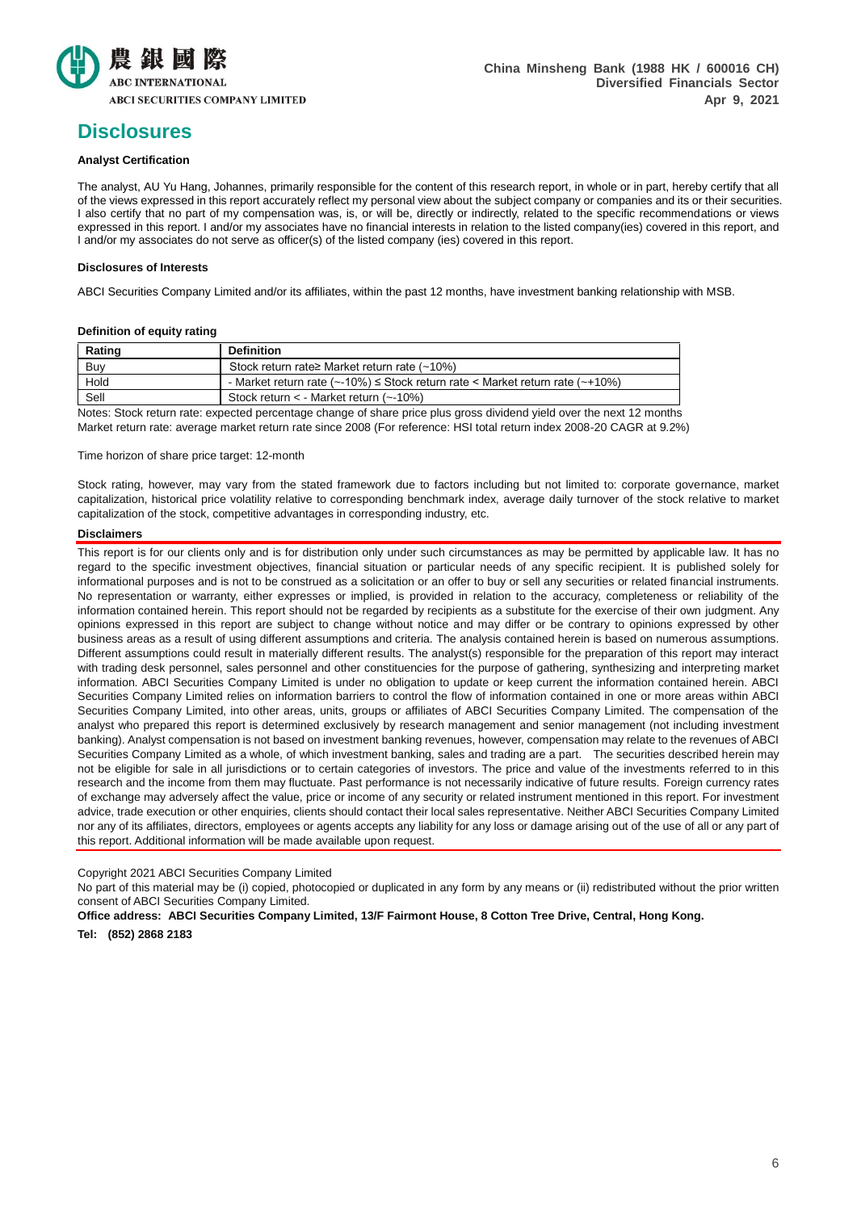# Disclosures

### Analyst Certification

The analyst, AU Yu Hang, Johannes, primarily responsible for the content of this research report, in whole or in part, hereby certify that all of the views expressed in this report accurately reflect my personal view about the subject company or companies and its or their securities. I also certify that no part of my compensation was, is, or will be, directly or indirectly, related to the specific recommendations or views expressed in this report. I and/or my associates have no financial interests in relation to the listed company(ies) covered in this report, and I and/or my associates do not serve as officer(s) of the listed company (ies) covered in this report.

### Disclosures of Interests

ABCI Securities Company Limited and/or its affiliates, within the past 12 months, have investment banking relationship with MSB.

### Definition of equity rating

| Rating | Definition |
|---|---|
| Buy | Stock return rate≥ Market return rate (~10%) |
| Hold | - Market return rate (~-10%) ≤ Stock return rate < Market return rate (~+10%) |
| Sell | Stock return < - Market return (~-10%) |

Notes: Stock return rate: expected percentage change of share price plus gross dividend yield over the next 12 months
Market return rate: average market return rate since 2008 (For reference: HSI total return index 2008-20 CAGR at 9.2%)

Time horizon of share price target: 12-month

Stock rating, however, may vary from the stated framework due to factors including but not limited to: corporate governance, market capitalization, historical price volatility relative to corresponding benchmark index, average daily turnover of the stock relative to market capitalization of the stock, competitive advantages in corresponding industry, etc.

### Disclaimers

This report is for our clients only and is for distribution only under such circumstances as may be permitted by applicable law. It has no regard to the specific investment objectives, financial situation or particular needs of any specific recipient. It is published solely for informational purposes and is not to be construed as a solicitation or an offer to buy or sell any securities or related financial instruments. No representation or warranty, either expresses or implied, is provided in relation to the accuracy, completeness or reliability of the information contained herein. This report should not be regarded by recipients as a substitute for the exercise of their own judgment. Any opinions expressed in this report are subject to change without notice and may differ or be contrary to opinions expressed by other business areas as a result of using different assumptions and criteria. The analysis contained herein is based on numerous assumptions. Different assumptions could result in materially different results. The analyst(s) responsible for the preparation of this report may interact with trading desk personnel, sales personnel and other constituencies for the purpose of gathering, synthesizing and interpreting market information. ABCI Securities Company Limited is under no obligation to update or keep current the information contained herein. ABCI Securities Company Limited relies on information barriers to control the flow of information contained in one or more areas within ABCI Securities Company Limited, into other areas, units, groups or affiliates of ABCI Securities Company Limited. The compensation of the analyst who prepared this report is determined exclusively by research management and senior management (not including investment banking). Analyst compensation is not based on investment banking revenues, however, compensation may relate to the revenues of ABCI Securities Company Limited as a whole, of which investment banking, sales and trading are a part. The securities described herein may not be eligible for sale in all jurisdictions or to certain categories of investors. The price and value of the investments referred to in this research and the income from them may fluctuate. Past performance is not necessarily indicative of future results. Foreign currency rates of exchange may adversely affect the value, price or income of any security or related instrument mentioned in this report. For investment advice, trade execution or other enquiries, clients should contact their local sales representative. Neither ABCI Securities Company Limited nor any of its affiliates, directors, employees or agents accepts any liability for any loss or damage arising out of the use of all or any part of this report. Additional information will be made available upon request.

Copyright 2021 ABCI Securities Company Limited

No part of this material may be (i) copied, photocopied or duplicated in any form by any means or (ii) redistributed without the prior written consent of ABCI Securities Company Limited.

**Office address: ABCI Securities Company Limited, 13/F Fairmont House, 8 Cotton Tree Drive, Central, Hong Kong.**

**Tel: (852) 2868 2183**